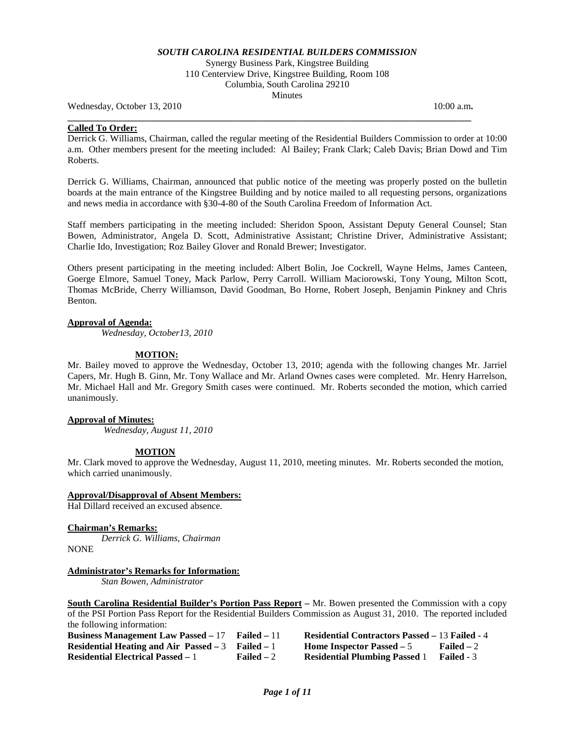***SOUTH CAROLINA RESIDENTIAL BUILDERS COMMISSION***

Synergy Business Park, Kingstree Building
110 Centerview Drive, Kingstree Building, Room 108
Columbia, South Carolina 29210
Minutes

Wednesday, October 13, 2010 10:00 a.m**.**

**Called To Order:**

Derrick G. Williams, Chairman, called the regular meeting of the Residential Builders Commission to order at 10:00 a.m. Other members present for the meeting included: Al Bailey; Frank Clark; Caleb Davis; Brian Dowd and Tim Roberts.

Derrick G. Williams, Chairman, announced that public notice of the meeting was properly posted on the bulletin boards at the main entrance of the Kingstree Building and by notice mailed to all requesting persons, organizations and news media in accordance with §30-4-80 of the South Carolina Freedom of Information Act.

Staff members participating in the meeting included: Sheridon Spoon, Assistant Deputy General Counsel; Stan Bowen, Administrator, Angela D. Scott, Administrative Assistant; Christine Driver, Administrative Assistant; Charlie Ido, Investigation; Roz Bailey Glover and Ronald Brewer; Investigator.

Others present participating in the meeting included: Albert Bolin, Joe Cockrell, Wayne Helms, James Canteen, Goerge Elmore, Samuel Toney, Mack Parlow, Perry Carroll. William Maciorowski, Tony Young, Milton Scott, Thomas McBride, Cherry Williamson, David Goodman, Bo Horne, Robert Joseph, Benjamin Pinkney and Chris Benton.

**Approval of Agenda:**

*Wednesday, October13, 2010*

**MOTION:**

Mr. Bailey moved to approve the Wednesday, October 13, 2010; agenda with the following changes Mr. Jarriel Capers, Mr. Hugh B. Ginn, Mr. Tony Wallace and Mr. Arland Ownes cases were completed. Mr. Henry Harrelson, Mr. Michael Hall and Mr. Gregory Smith cases were continued. Mr. Roberts seconded the motion, which carried unanimously.

**Approval of Minutes:**

*Wednesday, August 11, 2010*

**MOTION**

Mr. Clark moved to approve the Wednesday, August 11, 2010, meeting minutes. Mr. Roberts seconded the motion, which carried unanimously.

**Approval/Disapproval of Absent Members:**

Hal Dillard received an excused absence.

**Chairman's Remarks:**

*Derrick G. Williams, Chairman*

NONE

**Administrator's Remarks for Information:**

*Stan Bowen, Administrator*

**South Carolina Residential Builder's Portion Pass Report –** Mr. Bowen presented the Commission with a copy of the PSI Portion Pass Report for the Residential Builders Commission as August 31, 2010. The reported included the following information:

| | | | |
|---|---|---|---|
| **Business Management Law Passed –** 17 | **Failed –** 11 | **Residential Contractors Passed –** 13 | **Failed -** 4 |
| **Residential Heating and Air Passed –** 3 | **Failed –** 1 | **Home Inspector Passed –** 5 | **Failed –** 2 |
| **Residential Electrical Passed –** 1 | **Failed –** 2 | **Residential Plumbing Passed** 1 | **Failed -** 3 |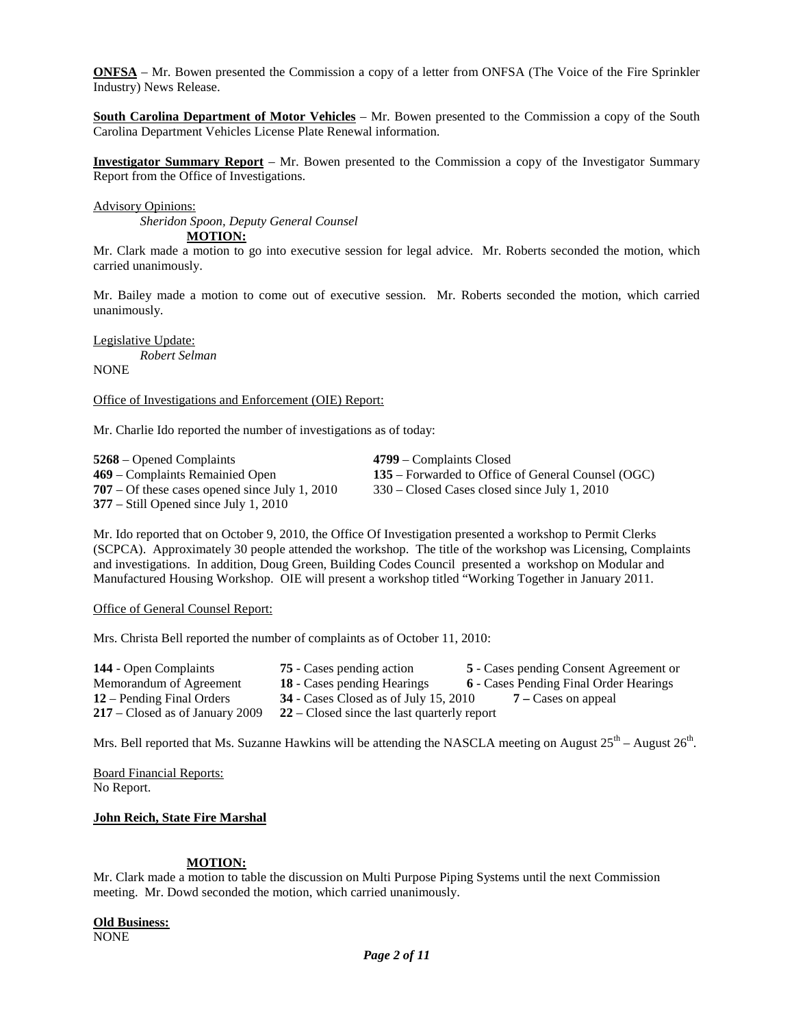**ONFSA** – Mr. Bowen presented the Commission a copy of a letter from ONFSA (The Voice of the Fire Sprinkler Industry) News Release.

**South Carolina Department of Motor Vehicles** – Mr. Bowen presented to the Commission a copy of the South Carolina Department Vehicles License Plate Renewal information.

**Investigator Summary Report** – Mr. Bowen presented to the Commission a copy of the Investigator Summary Report from the Office of Investigations.

Advisory Opinions:

*Sheridon Spoon, Deputy General Counsel*

**MOTION:**

Mr. Clark made a motion to go into executive session for legal advice. Mr. Roberts seconded the motion, which carried unanimously.

Mr. Bailey made a motion to come out of executive session. Mr. Roberts seconded the motion, which carried unanimously.

Legislative Update:

*Robert Selman*

NONE

Office of Investigations and Enforcement (OIE) Report:

Mr. Charlie Ido reported the number of investigations as of today:

**5268** – Opened Complaints
**469** – Complaints Remainied Open
**707** – Of these cases opened since July 1, 2010
**377** – Still Opened since July 1, 2010
**4799** – Complaints Closed
**135** – Forwarded to Office of General Counsel (OGC)
330 – Closed Cases closed since July 1, 2010

Mr. Ido reported that on October 9, 2010, the Office Of Investigation presented a workshop to Permit Clerks (SCPCA). Approximately 30 people attended the workshop. The title of the workshop was Licensing, Complaints and investigations. In addition, Doug Green, Building Codes Council presented a workshop on Modular and Manufactured Housing Workshop. OIE will present a workshop titled "Working Together in January 2011.

Office of General Counsel Report:

Mrs. Christa Bell reported the number of complaints as of October 11, 2010:

**144** - Open Complaints
**75** - Cases pending action
**5** - Cases pending Consent Agreement or Memorandum of Agreement
**18** - Cases pending Hearings
**6** - Cases Pending Final Order Hearings
**12** – Pending Final Orders
**34** - Cases Closed as of July 15, 2010
**7 –** Cases on appeal
**217** – Closed as of January 2009
**22** – Closed since the last quarterly report

Mrs. Bell reported that Ms. Suzanne Hawkins will be attending the NASCLA meeting on August 25th – August 26th.

Board Financial Reports:
No Report.

**John Reich, State Fire Marshal**

**MOTION:**

Mr. Clark made a motion to table the discussion on Multi Purpose Piping Systems until the next Commission meeting. Mr. Dowd seconded the motion, which carried unanimously.

**Old Business:**
NONE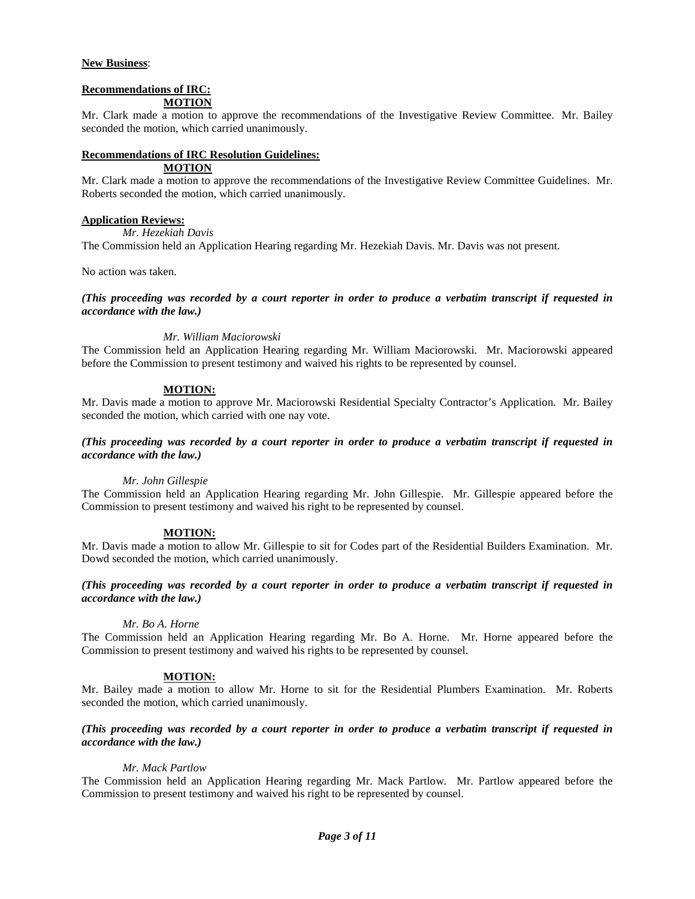**New Business**:

**Recommendations of IRC:**

**MOTION**

Mr. Clark made a motion to approve the recommendations of the Investigative Review Committee. Mr. Bailey seconded the motion, which carried unanimously.

**Recommendations of IRC Resolution Guidelines:**

**MOTION**

Mr. Clark made a motion to approve the recommendations of the Investigative Review Committee Guidelines. Mr. Roberts seconded the motion, which carried unanimously.

**Application Reviews:**

*Mr. Hezekiah Davis*

The Commission held an Application Hearing regarding Mr. Hezekiah Davis. Mr. Davis was not present.

No action was taken.

***(This proceeding was recorded by a court reporter in order to produce a verbatim transcript if requested in accordance with the law.)***

*Mr. William Maciorowski*

The Commission held an Application Hearing regarding Mr. William Maciorowski. Mr. Maciorowski appeared before the Commission to present testimony and waived his rights to be represented by counsel.

**MOTION:**

Mr. Davis made a motion to approve Mr. Maciorowski Residential Specialty Contractor's Application. Mr. Bailey seconded the motion, which carried with one nay vote.

***(This proceeding was recorded by a court reporter in order to produce a verbatim transcript if requested in accordance with the law.)***

*Mr. John Gillespie*

The Commission held an Application Hearing regarding Mr. John Gillespie. Mr. Gillespie appeared before the Commission to present testimony and waived his right to be represented by counsel.

**MOTION:**

Mr. Davis made a motion to allow Mr. Gillespie to sit for Codes part of the Residential Builders Examination. Mr. Dowd seconded the motion, which carried unanimously.

***(This proceeding was recorded by a court reporter in order to produce a verbatim transcript if requested in accordance with the law.)***

*Mr. Bo A. Horne*

The Commission held an Application Hearing regarding Mr. Bo A. Horne. Mr. Horne appeared before the Commission to present testimony and waived his rights to be represented by counsel.

**MOTION:**

Mr. Bailey made a motion to allow Mr. Horne to sit for the Residential Plumbers Examination. Mr. Roberts seconded the motion, which carried unanimously.

***(This proceeding was recorded by a court reporter in order to produce a verbatim transcript if requested in accordance with the law.)***

*Mr. Mack Partlow*

The Commission held an Application Hearing regarding Mr. Mack Partlow. Mr. Partlow appeared before the Commission to present testimony and waived his right to be represented by counsel.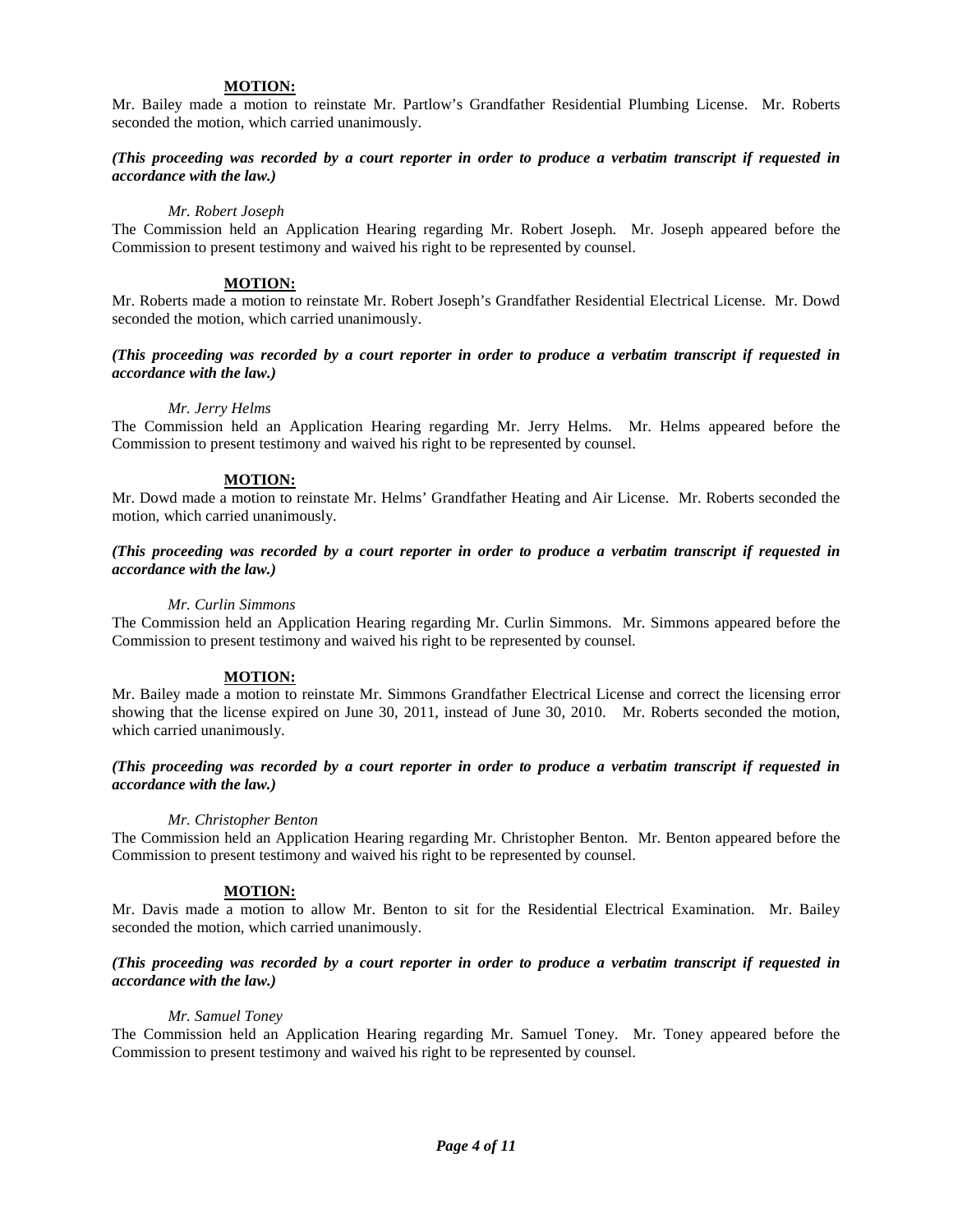**MOTION:**

Mr. Bailey made a motion to reinstate Mr. Partlow's Grandfather Residential Plumbing License. Mr. Roberts seconded the motion, which carried unanimously.

***(This proceeding was recorded by a court reporter in order to produce a verbatim transcript if requested in accordance with the law.)***

*Mr. Robert Joseph*

The Commission held an Application Hearing regarding Mr. Robert Joseph. Mr. Joseph appeared before the Commission to present testimony and waived his right to be represented by counsel.

**MOTION:**

Mr. Roberts made a motion to reinstate Mr. Robert Joseph's Grandfather Residential Electrical License. Mr. Dowd seconded the motion, which carried unanimously.

***(This proceeding was recorded by a court reporter in order to produce a verbatim transcript if requested in accordance with the law.)***

*Mr. Jerry Helms*

The Commission held an Application Hearing regarding Mr. Jerry Helms. Mr. Helms appeared before the Commission to present testimony and waived his right to be represented by counsel.

**MOTION:**

Mr. Dowd made a motion to reinstate Mr. Helms' Grandfather Heating and Air License. Mr. Roberts seconded the motion, which carried unanimously.

***(This proceeding was recorded by a court reporter in order to produce a verbatim transcript if requested in accordance with the law.)***

*Mr. Curlin Simmons*

The Commission held an Application Hearing regarding Mr. Curlin Simmons. Mr. Simmons appeared before the Commission to present testimony and waived his right to be represented by counsel.

**MOTION:**

Mr. Bailey made a motion to reinstate Mr. Simmons Grandfather Electrical License and correct the licensing error showing that the license expired on June 30, 2011, instead of June 30, 2010. Mr. Roberts seconded the motion, which carried unanimously.

***(This proceeding was recorded by a court reporter in order to produce a verbatim transcript if requested in accordance with the law.)***

*Mr. Christopher Benton*

The Commission held an Application Hearing regarding Mr. Christopher Benton. Mr. Benton appeared before the Commission to present testimony and waived his right to be represented by counsel.

**MOTION:**

Mr. Davis made a motion to allow Mr. Benton to sit for the Residential Electrical Examination. Mr. Bailey seconded the motion, which carried unanimously.

***(This proceeding was recorded by a court reporter in order to produce a verbatim transcript if requested in accordance with the law.)***

*Mr. Samuel Toney*

The Commission held an Application Hearing regarding Mr. Samuel Toney. Mr. Toney appeared before the Commission to present testimony and waived his right to be represented by counsel.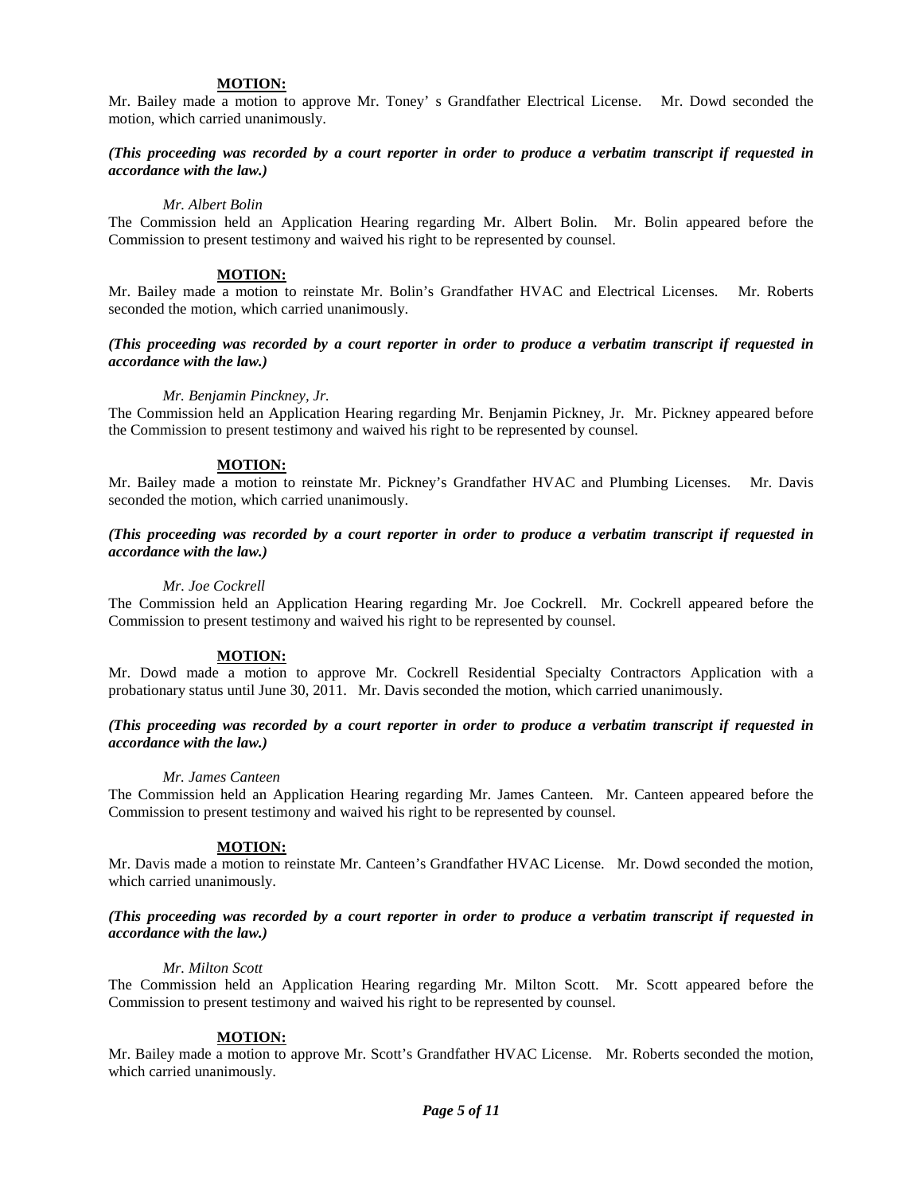**MOTION:**

Mr. Bailey made a motion to approve Mr. Toney' s Grandfather Electrical License. Mr. Dowd seconded the motion, which carried unanimously.

***(This proceeding was recorded by a court reporter in order to produce a verbatim transcript if requested in accordance with the law.)***

*Mr. Albert Bolin*

The Commission held an Application Hearing regarding Mr. Albert Bolin. Mr. Bolin appeared before the Commission to present testimony and waived his right to be represented by counsel.

**MOTION:**

Mr. Bailey made a motion to reinstate Mr. Bolin's Grandfather HVAC and Electrical Licenses. Mr. Roberts seconded the motion, which carried unanimously.

***(This proceeding was recorded by a court reporter in order to produce a verbatim transcript if requested in accordance with the law.)***

*Mr. Benjamin Pinckney, Jr.*

The Commission held an Application Hearing regarding Mr. Benjamin Pickney, Jr. Mr. Pickney appeared before the Commission to present testimony and waived his right to be represented by counsel.

**MOTION:**

Mr. Bailey made a motion to reinstate Mr. Pickney's Grandfather HVAC and Plumbing Licenses. Mr. Davis seconded the motion, which carried unanimously.

***(This proceeding was recorded by a court reporter in order to produce a verbatim transcript if requested in accordance with the law.)***

*Mr. Joe Cockrell*

The Commission held an Application Hearing regarding Mr. Joe Cockrell. Mr. Cockrell appeared before the Commission to present testimony and waived his right to be represented by counsel.

**MOTION:**

Mr. Dowd made a motion to approve Mr. Cockrell Residential Specialty Contractors Application with a probationary status until June 30, 2011. Mr. Davis seconded the motion, which carried unanimously.

***(This proceeding was recorded by a court reporter in order to produce a verbatim transcript if requested in accordance with the law.)***

*Mr. James Canteen*

The Commission held an Application Hearing regarding Mr. James Canteen. Mr. Canteen appeared before the Commission to present testimony and waived his right to be represented by counsel.

**MOTION:**

Mr. Davis made a motion to reinstate Mr. Canteen's Grandfather HVAC License. Mr. Dowd seconded the motion, which carried unanimously.

***(This proceeding was recorded by a court reporter in order to produce a verbatim transcript if requested in accordance with the law.)***

*Mr. Milton Scott*

The Commission held an Application Hearing regarding Mr. Milton Scott. Mr. Scott appeared before the Commission to present testimony and waived his right to be represented by counsel.

**MOTION:**

Mr. Bailey made a motion to approve Mr. Scott's Grandfather HVAC License. Mr. Roberts seconded the motion, which carried unanimously.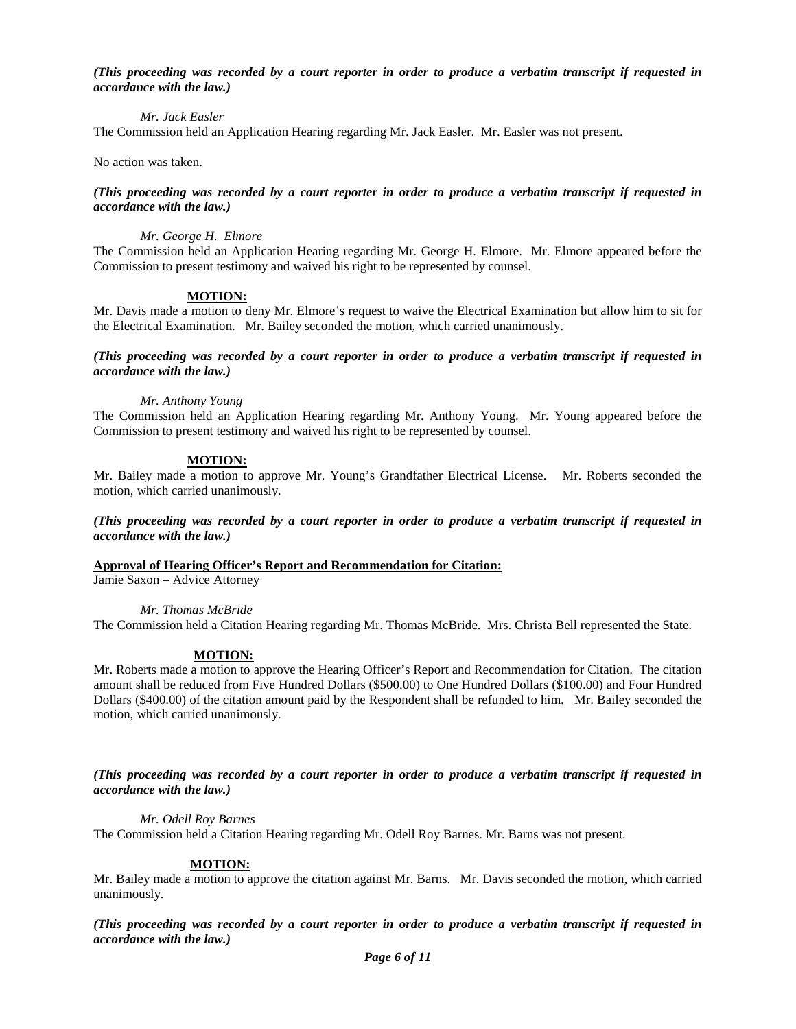***(This proceeding was recorded by a court reporter in order to produce a verbatim transcript if requested in accordance with the law.)***

*Mr. Jack Easler*

The Commission held an Application Hearing regarding Mr. Jack Easler. Mr. Easler was not present.

No action was taken.

***(This proceeding was recorded by a court reporter in order to produce a verbatim transcript if requested in accordance with the law.)***

*Mr. George H. Elmore*

The Commission held an Application Hearing regarding Mr. George H. Elmore. Mr. Elmore appeared before the Commission to present testimony and waived his right to be represented by counsel.

**MOTION:**

Mr. Davis made a motion to deny Mr. Elmore's request to waive the Electrical Examination but allow him to sit for the Electrical Examination. Mr. Bailey seconded the motion, which carried unanimously.

***(This proceeding was recorded by a court reporter in order to produce a verbatim transcript if requested in accordance with the law.)***

*Mr. Anthony Young*

The Commission held an Application Hearing regarding Mr. Anthony Young. Mr. Young appeared before the Commission to present testimony and waived his right to be represented by counsel.

**MOTION:**

Mr. Bailey made a motion to approve Mr. Young's Grandfather Electrical License. Mr. Roberts seconded the motion, which carried unanimously.

***(This proceeding was recorded by a court reporter in order to produce a verbatim transcript if requested in accordance with the law.)***

**Approval of Hearing Officer's Report and Recommendation for Citation:**

Jamie Saxon – Advice Attorney

*Mr. Thomas McBride*

The Commission held a Citation Hearing regarding Mr. Thomas McBride. Mrs. Christa Bell represented the State.

**MOTION:**

Mr. Roberts made a motion to approve the Hearing Officer's Report and Recommendation for Citation. The citation amount shall be reduced from Five Hundred Dollars ($500.00) to One Hundred Dollars ($100.00) and Four Hundred Dollars ($400.00) of the citation amount paid by the Respondent shall be refunded to him. Mr. Bailey seconded the motion, which carried unanimously.

***(This proceeding was recorded by a court reporter in order to produce a verbatim transcript if requested in accordance with the law.)***

*Mr. Odell Roy Barnes*

The Commission held a Citation Hearing regarding Mr. Odell Roy Barnes. Mr. Barns was not present.

**MOTION:**

Mr. Bailey made a motion to approve the citation against Mr. Barns. Mr. Davis seconded the motion, which carried unanimously.

***(This proceeding was recorded by a court reporter in order to produce a verbatim transcript if requested in accordance with the law.)***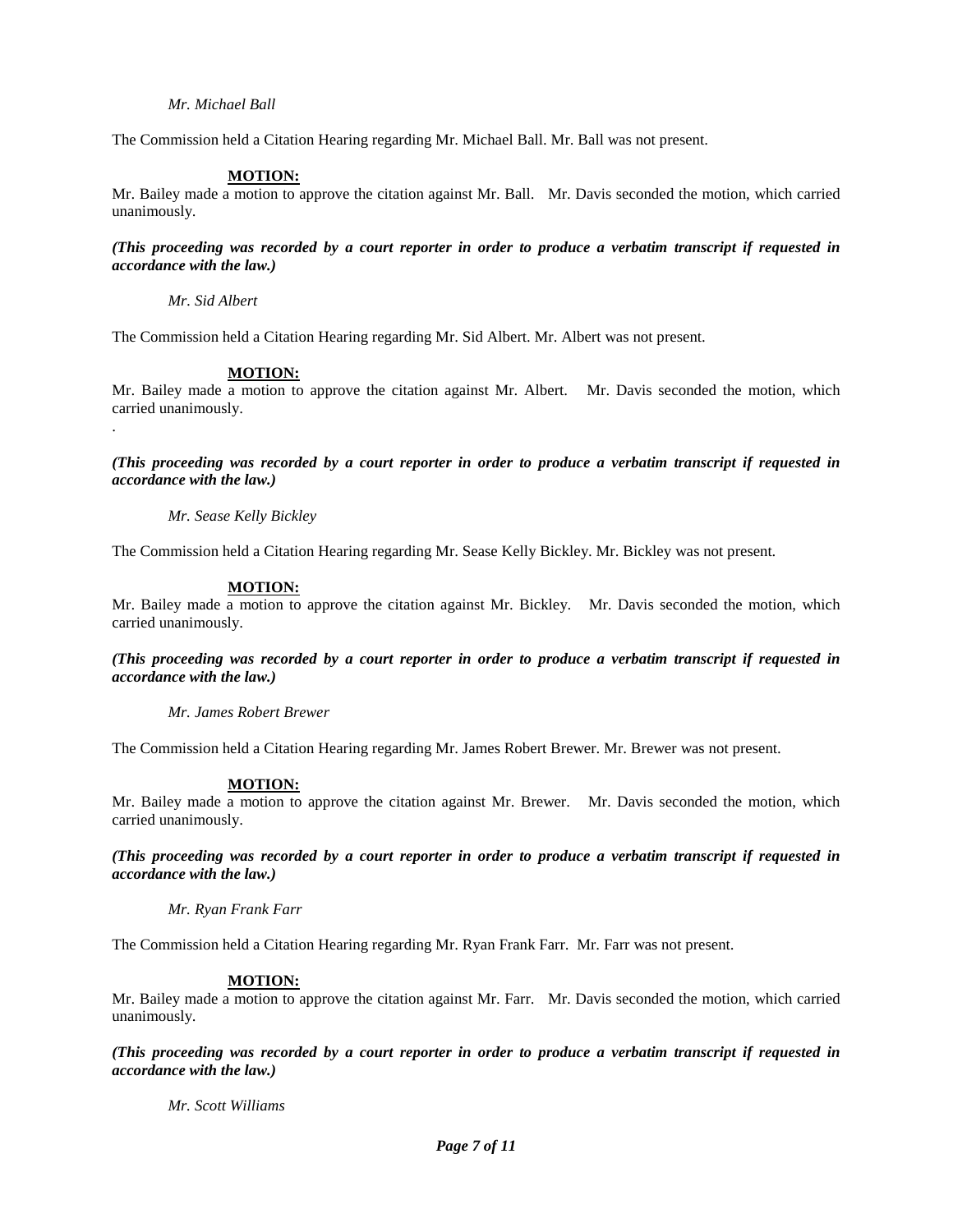*Mr. Michael Ball*

The Commission held a Citation Hearing regarding Mr. Michael Ball. Mr. Ball was not present.

**MOTION:**

Mr. Bailey made a motion to approve the citation against Mr. Ball. Mr. Davis seconded the motion, which carried unanimously.

***(This proceeding was recorded by a court reporter in order to produce a verbatim transcript if requested in accordance with the law.)***

*Mr. Sid Albert*

The Commission held a Citation Hearing regarding Mr. Sid Albert. Mr. Albert was not present.

**MOTION:**

Mr. Bailey made a motion to approve the citation against Mr. Albert. Mr. Davis seconded the motion, which carried unanimously.

.

***(This proceeding was recorded by a court reporter in order to produce a verbatim transcript if requested in accordance with the law.)***

*Mr. Sease Kelly Bickley*

The Commission held a Citation Hearing regarding Mr. Sease Kelly Bickley. Mr. Bickley was not present.

**MOTION:**

Mr. Bailey made a motion to approve the citation against Mr. Bickley. Mr. Davis seconded the motion, which carried unanimously.

***(This proceeding was recorded by a court reporter in order to produce a verbatim transcript if requested in accordance with the law.)***

*Mr. James Robert Brewer*

The Commission held a Citation Hearing regarding Mr. James Robert Brewer. Mr. Brewer was not present.

**MOTION:**

Mr. Bailey made a motion to approve the citation against Mr. Brewer. Mr. Davis seconded the motion, which carried unanimously.

***(This proceeding was recorded by a court reporter in order to produce a verbatim transcript if requested in accordance with the law.)***

*Mr. Ryan Frank Farr*

The Commission held a Citation Hearing regarding Mr. Ryan Frank Farr. Mr. Farr was not present.

**MOTION:**

Mr. Bailey made a motion to approve the citation against Mr. Farr. Mr. Davis seconded the motion, which carried unanimously.

***(This proceeding was recorded by a court reporter in order to produce a verbatim transcript if requested in accordance with the law.)***

*Mr. Scott Williams*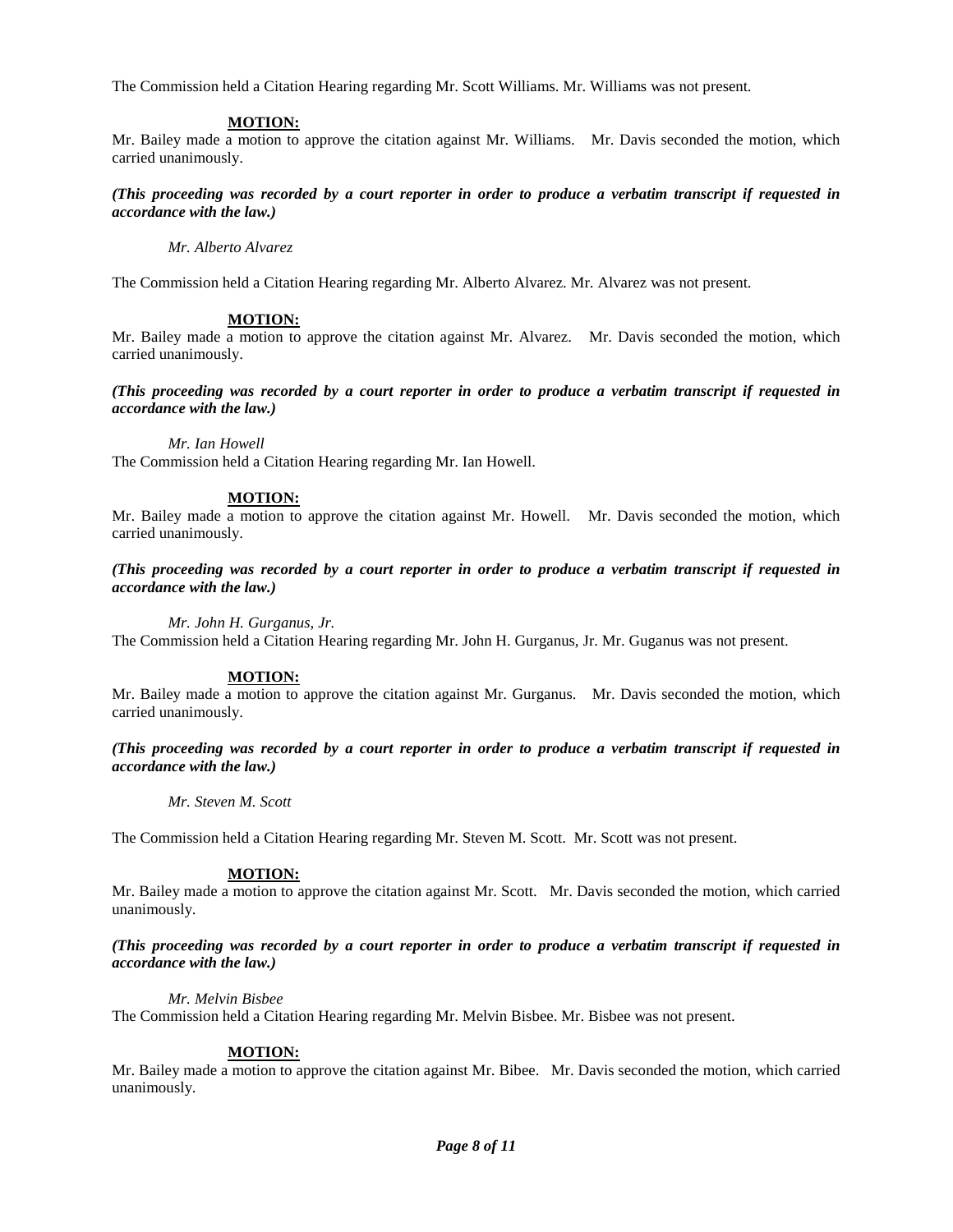The Commission held a Citation Hearing regarding Mr. Scott Williams. Mr. Williams was not present.

**MOTION:**

Mr. Bailey made a motion to approve the citation against Mr. Williams. Mr. Davis seconded the motion, which carried unanimously.

***(This proceeding was recorded by a court reporter in order to produce a verbatim transcript if requested in accordance with the law.)***

*Mr. Alberto Alvarez*

The Commission held a Citation Hearing regarding Mr. Alberto Alvarez. Mr. Alvarez was not present.

**MOTION:**

Mr. Bailey made a motion to approve the citation against Mr. Alvarez. Mr. Davis seconded the motion, which carried unanimously.

***(This proceeding was recorded by a court reporter in order to produce a verbatim transcript if requested in accordance with the law.)***

*Mr. Ian Howell*

The Commission held a Citation Hearing regarding Mr. Ian Howell.

**MOTION:**

Mr. Bailey made a motion to approve the citation against Mr. Howell. Mr. Davis seconded the motion, which carried unanimously.

***(This proceeding was recorded by a court reporter in order to produce a verbatim transcript if requested in accordance with the law.)***

*Mr. John H. Gurganus, Jr.*

The Commission held a Citation Hearing regarding Mr. John H. Gurganus, Jr. Mr. Guganus was not present.

**MOTION:**

Mr. Bailey made a motion to approve the citation against Mr. Gurganus. Mr. Davis seconded the motion, which carried unanimously.

***(This proceeding was recorded by a court reporter in order to produce a verbatim transcript if requested in accordance with the law.)***

*Mr. Steven M. Scott*

The Commission held a Citation Hearing regarding Mr. Steven M. Scott. Mr. Scott was not present.

**MOTION:**

Mr. Bailey made a motion to approve the citation against Mr. Scott. Mr. Davis seconded the motion, which carried unanimously.

***(This proceeding was recorded by a court reporter in order to produce a verbatim transcript if requested in accordance with the law.)***

*Mr. Melvin Bisbee*

The Commission held a Citation Hearing regarding Mr. Melvin Bisbee. Mr. Bisbee was not present.

**MOTION:**

Mr. Bailey made a motion to approve the citation against Mr. Bibee. Mr. Davis seconded the motion, which carried unanimously.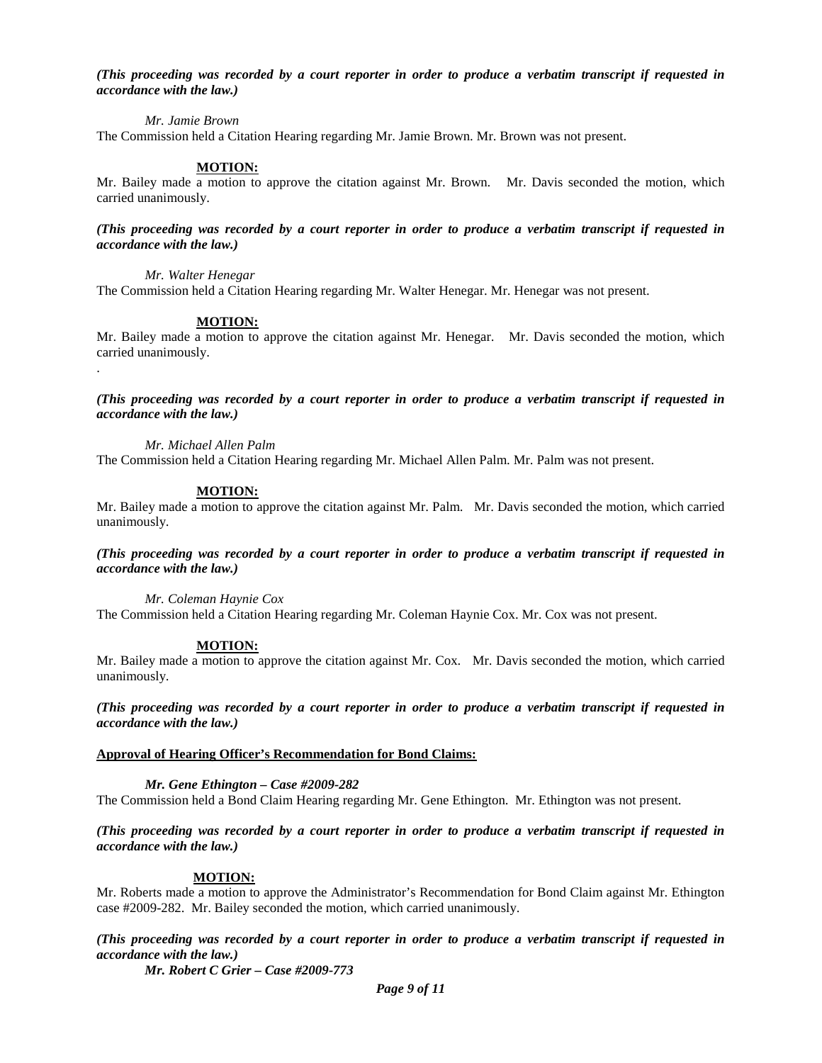*(This proceeding was recorded by a court reporter in order to produce a verbatim transcript if requested in accordance with the law.)*

*Mr. Jamie Brown*

The Commission held a Citation Hearing regarding Mr. Jamie Brown. Mr. Brown was not present.

**MOTION:**

Mr. Bailey made a motion to approve the citation against Mr. Brown. Mr. Davis seconded the motion, which carried unanimously.

***(This proceeding was recorded by a court reporter in order to produce a verbatim transcript if requested in accordance with the law.)***

*Mr. Walter Henegar*

The Commission held a Citation Hearing regarding Mr. Walter Henegar. Mr. Henegar was not present.

**MOTION:**

Mr. Bailey made a motion to approve the citation against Mr. Henegar. Mr. Davis seconded the motion, which carried unanimously.

.

***(This proceeding was recorded by a court reporter in order to produce a verbatim transcript if requested in accordance with the law.)***

*Mr. Michael Allen Palm*

The Commission held a Citation Hearing regarding Mr. Michael Allen Palm. Mr. Palm was not present.

**MOTION:**

Mr. Bailey made a motion to approve the citation against Mr. Palm. Mr. Davis seconded the motion, which carried unanimously.

***(This proceeding was recorded by a court reporter in order to produce a verbatim transcript if requested in accordance with the law.)***

*Mr. Coleman Haynie Cox*

The Commission held a Citation Hearing regarding Mr. Coleman Haynie Cox. Mr. Cox was not present.

**MOTION:**

Mr. Bailey made a motion to approve the citation against Mr. Cox. Mr. Davis seconded the motion, which carried unanimously.

***(This proceeding was recorded by a court reporter in order to produce a verbatim transcript if requested in accordance with the law.)***

**Approval of Hearing Officer's Recommendation for Bond Claims:**

***Mr. Gene Ethington – Case #2009-282***

The Commission held a Bond Claim Hearing regarding Mr. Gene Ethington. Mr. Ethington was not present.

***(This proceeding was recorded by a court reporter in order to produce a verbatim transcript if requested in accordance with the law.)***

**MOTION:**

Mr. Roberts made a motion to approve the Administrator's Recommendation for Bond Claim against Mr. Ethington case #2009-282. Mr. Bailey seconded the motion, which carried unanimously.

***(This proceeding was recorded by a court reporter in order to produce a verbatim transcript if requested in accordance with the law.)***

***Mr. Robert C Grier – Case #2009-773***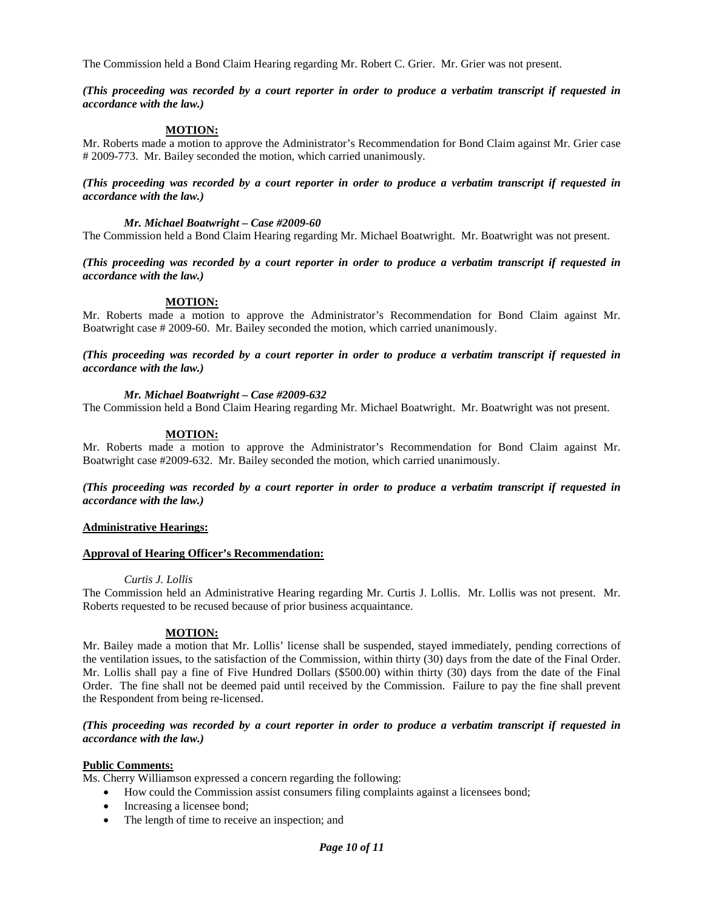The Commission held a Bond Claim Hearing regarding Mr. Robert C. Grier. Mr. Grier was not present.

***(This proceeding was recorded by a court reporter in order to produce a verbatim transcript if requested in accordance with the law.)***

**MOTION:**

Mr. Roberts made a motion to approve the Administrator's Recommendation for Bond Claim against Mr. Grier case # 2009-773. Mr. Bailey seconded the motion, which carried unanimously.

***(This proceeding was recorded by a court reporter in order to produce a verbatim transcript if requested in accordance with the law.)***

***Mr. Michael Boatwright – Case #2009-60***

The Commission held a Bond Claim Hearing regarding Mr. Michael Boatwright. Mr. Boatwright was not present.

***(This proceeding was recorded by a court reporter in order to produce a verbatim transcript if requested in accordance with the law.)***

**MOTION:**

Mr. Roberts made a motion to approve the Administrator's Recommendation for Bond Claim against Mr. Boatwright case # 2009-60. Mr. Bailey seconded the motion, which carried unanimously.

***(This proceeding was recorded by a court reporter in order to produce a verbatim transcript if requested in accordance with the law.)***

***Mr. Michael Boatwright – Case #2009-632***

The Commission held a Bond Claim Hearing regarding Mr. Michael Boatwright. Mr. Boatwright was not present.

**MOTION:**

Mr. Roberts made a motion to approve the Administrator's Recommendation for Bond Claim against Mr. Boatwright case #2009-632. Mr. Bailey seconded the motion, which carried unanimously.

***(This proceeding was recorded by a court reporter in order to produce a verbatim transcript if requested in accordance with the law.)***

**Administrative Hearings:**

**Approval of Hearing Officer's Recommendation:**

*Curtis J. Lollis*

The Commission held an Administrative Hearing regarding Mr. Curtis J. Lollis. Mr. Lollis was not present. Mr. Roberts requested to be recused because of prior business acquaintance.

**MOTION:**

Mr. Bailey made a motion that Mr. Lollis' license shall be suspended, stayed immediately, pending corrections of the ventilation issues, to the satisfaction of the Commission, within thirty (30) days from the date of the Final Order. Mr. Lollis shall pay a fine of Five Hundred Dollars ($500.00) within thirty (30) days from the date of the Final Order. The fine shall not be deemed paid until received by the Commission. Failure to pay the fine shall prevent the Respondent from being re-licensed.

***(This proceeding was recorded by a court reporter in order to produce a verbatim transcript if requested in accordance with the law.)***

**Public Comments:**

Ms. Cherry Williamson expressed a concern regarding the following:

- How could the Commission assist consumers filing complaints against a licensees bond;
- Increasing a licensee bond;
- The length of time to receive an inspection; and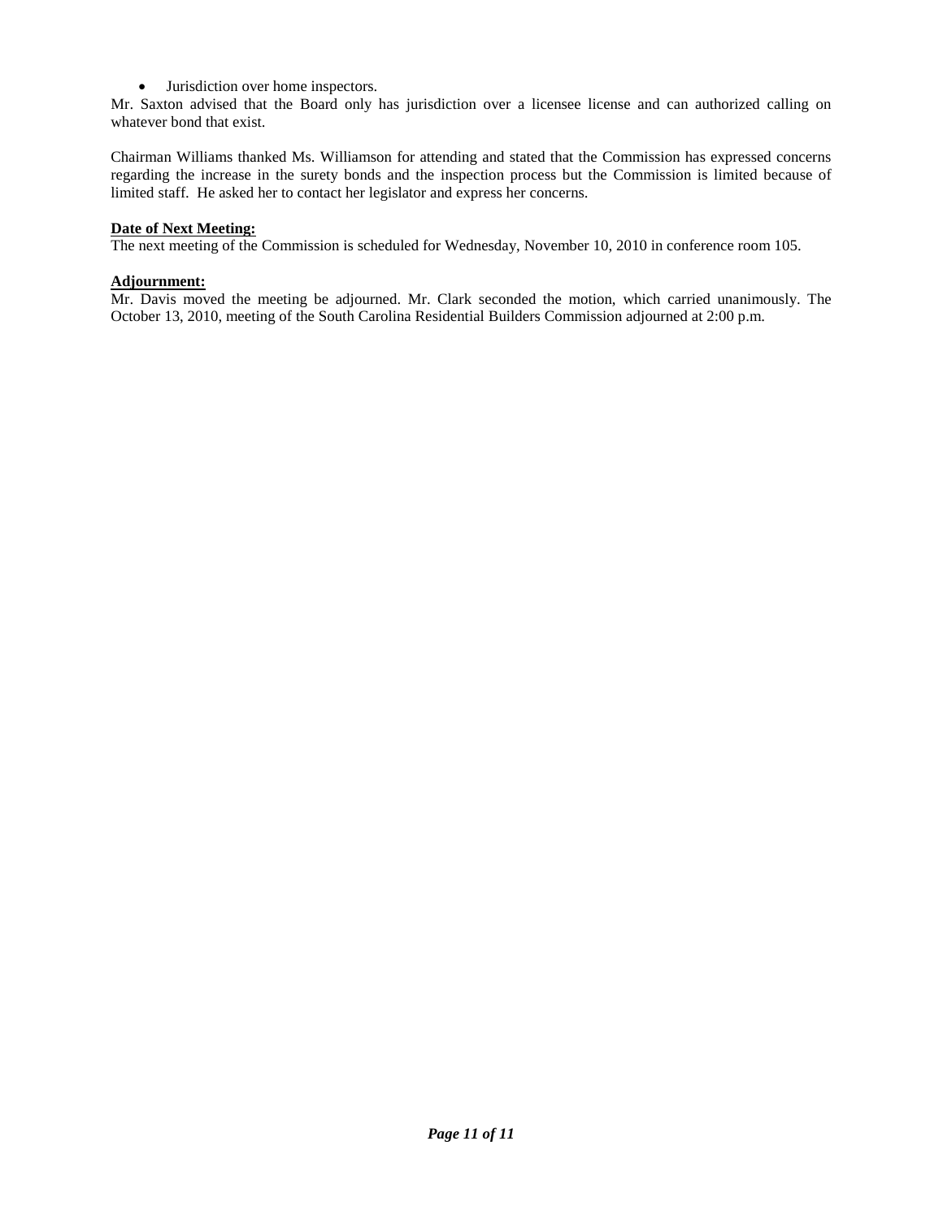- Jurisdiction over home inspectors.

Mr. Saxton advised that the Board only has jurisdiction over a licensee license and can authorized calling on whatever bond that exist.

Chairman Williams thanked Ms. Williamson for attending and stated that the Commission has expressed concerns regarding the increase in the surety bonds and the inspection process but the Commission is limited because of limited staff. He asked her to contact her legislator and express her concerns.

**Date of Next Meeting:**

The next meeting of the Commission is scheduled for Wednesday, November 10, 2010 in conference room 105.

**Adjournment:**

Mr. Davis moved the meeting be adjourned. Mr. Clark seconded the motion, which carried unanimously. The October 13, 2010, meeting of the South Carolina Residential Builders Commission adjourned at 2:00 p.m.